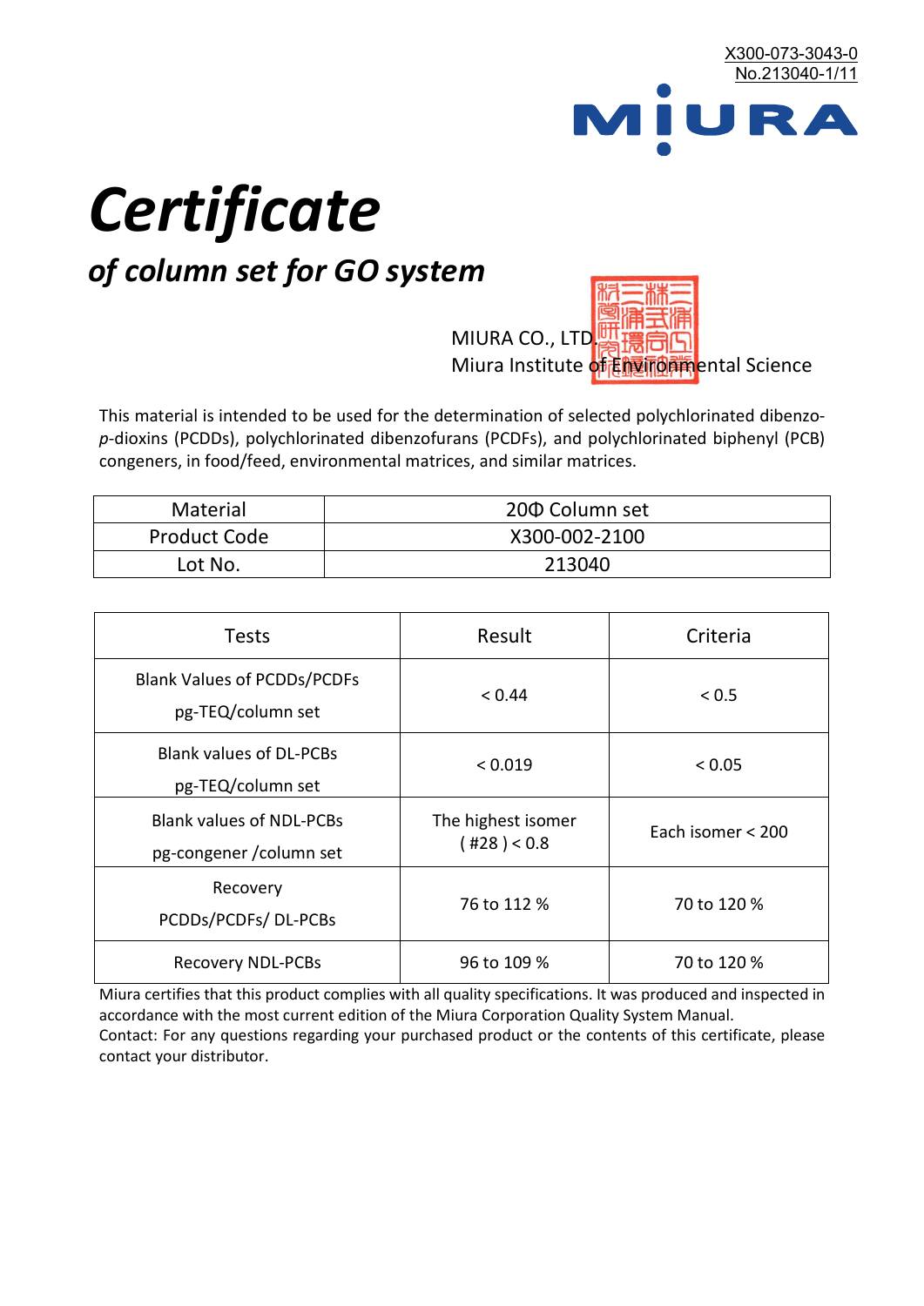X300-073-3043-0
No.213040-1/11

MIURA

# *Certificate*

## *of column set for GO system*

MIURA CO., LTD.
Miura Institute of Environmental Science

This material is intended to be used for the determination of selected polychlorinated dibenzo-*p*-dioxins (PCDDs), polychlorinated dibenzofurans (PCDFs), and polychlorinated biphenyl (PCB) congeners, in food/feed, environmental matrices, and similar matrices.

| Material | 20Φ Column set |
|---|---|
| Product Code | X300-002-2100 |
| Lot No. | 213040 |

| Tests | Result | Criteria |
|---|---|---|
| Blank Values of PCDDs/PCDFs pg-TEQ/column set | < 0.44 | < 0.5 |
| Blank values of DL-PCBs pg-TEQ/column set | < 0.019 | < 0.05 |
| Blank values of NDL-PCBs pg-congener /column set | The highest isomer ( #28 ) < 0.8 | Each isomer < 200 |
| Recovery PCDDs/PCDFs/ DL-PCBs | 76 to 112 % | 70 to 120 % |
| Recovery NDL-PCBs | 96 to 109 % | 70 to 120 % |

Miura certifies that this product complies with all quality specifications. It was produced and inspected in accordance with the most current edition of the Miura Corporation Quality System Manual.
Contact: For any questions regarding your purchased product or the contents of this certificate, please contact your distributor.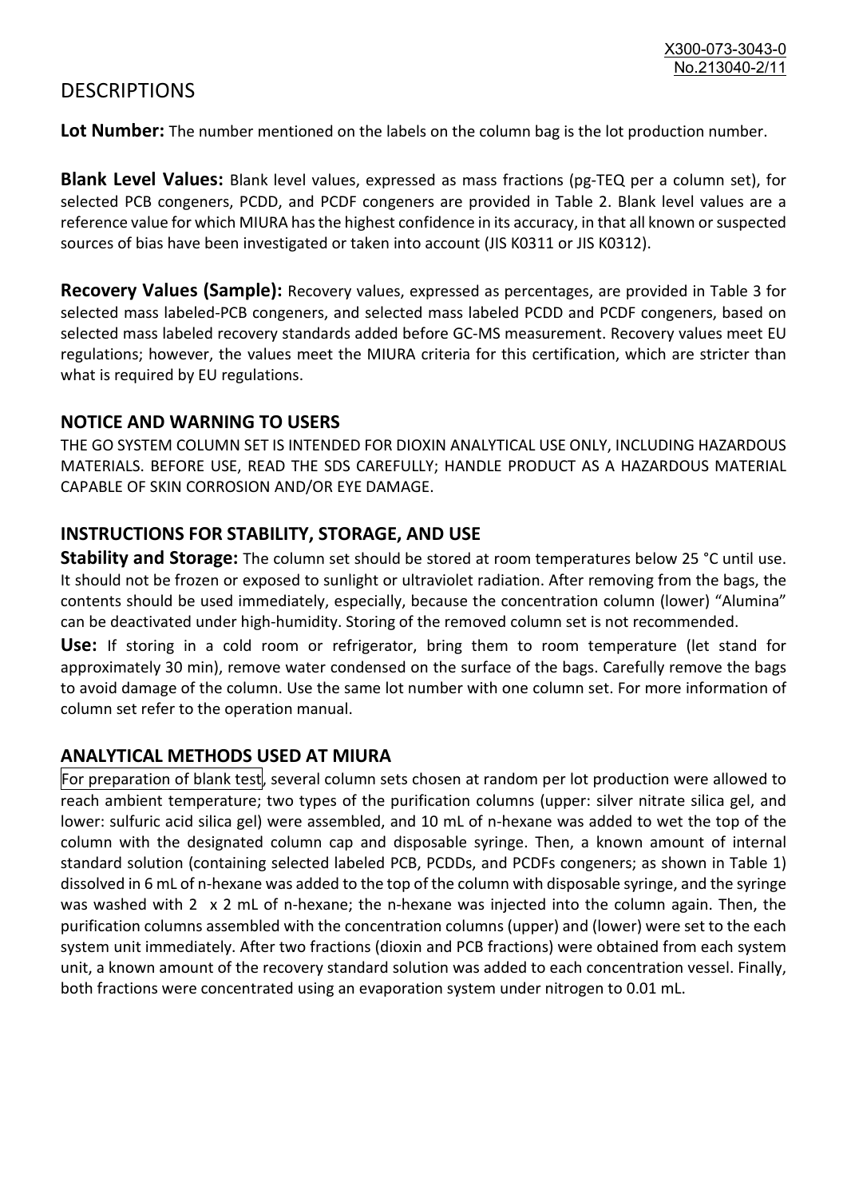# DESCRIPTIONS

**Lot Number:** The number mentioned on the labels on the column bag is the lot production number.

**Blank Level Values:** Blank level values, expressed as mass fractions (pg-TEQ per a column set), for selected PCB congeners, PCDD, and PCDF congeners are provided in Table 2. Blank level values are a reference value for which MIURA has the highest confidence in its accuracy, in that all known or suspected sources of bias have been investigated or taken into account (JIS K0311 or JIS K0312).

**Recovery Values (Sample):** Recovery values, expressed as percentages, are provided in Table 3 for selected mass labeled-PCB congeners, and selected mass labeled PCDD and PCDF congeners, based on selected mass labeled recovery standards added before GC-MS measurement. Recovery values meet EU regulations; however, the values meet the MIURA criteria for this certification, which are stricter than what is required by EU regulations.

## NOTICE AND WARNING TO USERS

THE GO SYSTEM COLUMN SET IS INTENDED FOR DIOXIN ANALYTICAL USE ONLY, INCLUDING HAZARDOUS MATERIALS. BEFORE USE, READ THE SDS CAREFULLY; HANDLE PRODUCT AS A HAZARDOUS MATERIAL CAPABLE OF SKIN CORROSION AND/OR EYE DAMAGE.

## INSTRUCTIONS FOR STABILITY, STORAGE, AND USE

**Stability and Storage:** The column set should be stored at room temperatures below 25 °C until use. It should not be frozen or exposed to sunlight or ultraviolet radiation. After removing from the bags, the contents should be used immediately, especially, because the concentration column (lower) "Alumina" can be deactivated under high-humidity. Storing of the removed column set is not recommended.

**Use:** If storing in a cold room or refrigerator, bring them to room temperature (let stand for approximately 30 min), remove water condensed on the surface of the bags. Carefully remove the bags to avoid damage of the column. Use the same lot number with one column set. For more information of column set refer to the operation manual.

## ANALYTICAL METHODS USED AT MIURA

For preparation of blank test, several column sets chosen at random per lot production were allowed to reach ambient temperature; two types of the purification columns (upper: silver nitrate silica gel, and lower: sulfuric acid silica gel) were assembled, and 10 mL of n-hexane was added to wet the top of the column with the designated column cap and disposable syringe. Then, a known amount of internal standard solution (containing selected labeled PCB, PCDDs, and PCDFs congeners; as shown in Table 1) dissolved in 6 mL of n-hexane was added to the top of the column with disposable syringe, and the syringe was washed with 2 x 2 mL of n-hexane; the n-hexane was injected into the column again. Then, the purification columns assembled with the concentration columns (upper) and (lower) were set to the each system unit immediately. After two fractions (dioxin and PCB fractions) were obtained from each system unit, a known amount of the recovery standard solution was added to each concentration vessel. Finally, both fractions were concentrated using an evaporation system under nitrogen to 0.01 mL.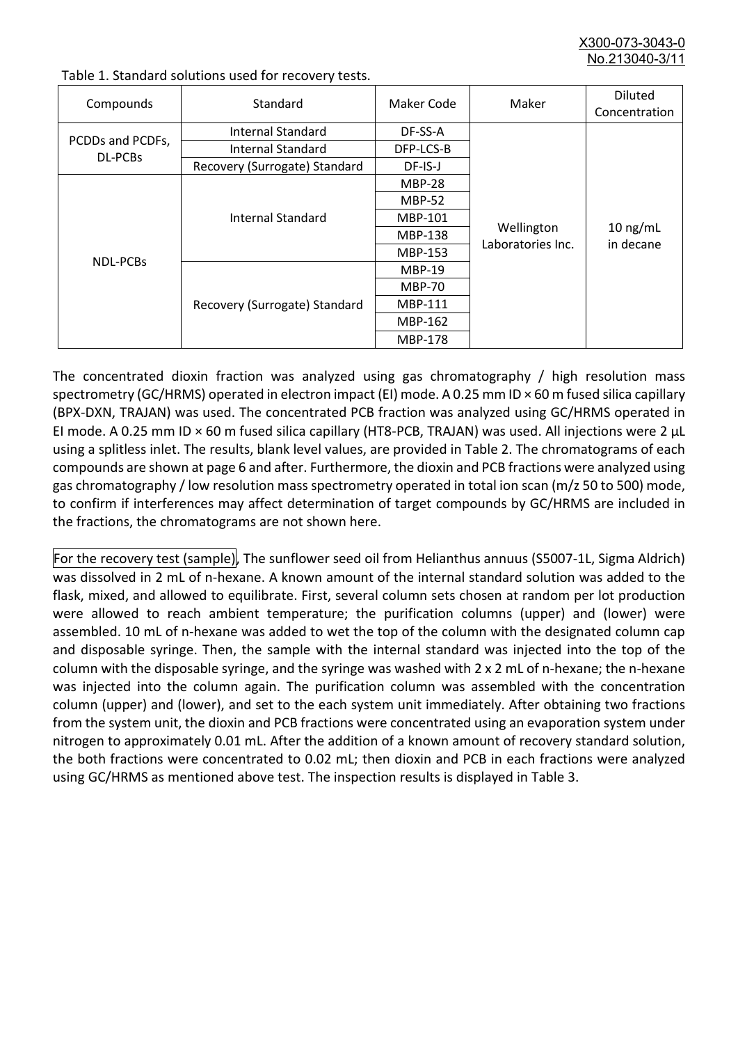Table 1. Standard solutions used for recovery tests.

| Compounds | Standard | Maker Code | Maker | Diluted Concentration |
|---|---|---|---|---|
| PCDDs and PCDFs, DL-PCBs | Internal Standard | DF-SS-A | Wellington Laboratories Inc. | 10 ng/mL in decane |
| | Internal Standard | DFP-LCS-B | | |
| | Recovery (Surrogate) Standard | DF-IS-J | | |
| NDL-PCBs | Internal Standard | MBP-28 | | |
| | | MBP-52 | | |
| | | MBP-101 | | |
| | | MBP-138 | | |
| | | MBP-153 | | |
| | Recovery (Surrogate) Standard | MBP-19 | | |
| | | MBP-70 | | |
| | | MBP-111 | | |
| | | MBP-162 | | |
| | | MBP-178 | | |

The concentrated dioxin fraction was analyzed using gas chromatography / high resolution mass spectrometry (GC/HRMS) operated in electron impact (EI) mode. A 0.25 mm ID × 60 m fused silica capillary (BPX-DXN, TRAJAN) was used. The concentrated PCB fraction was analyzed using GC/HRMS operated in EI mode. A 0.25 mm ID × 60 m fused silica capillary (HT8-PCB, TRAJAN) was used. All injections were 2 µL using a splitless inlet. The results, blank level values, are provided in Table 2. The chromatograms of each compounds are shown at page 6 and after. Furthermore, the dioxin and PCB fractions were analyzed using gas chromatography / low resolution mass spectrometry operated in total ion scan (m/z 50 to 500) mode, to confirm if interferences may affect determination of target compounds by GC/HRMS are included in the fractions, the chromatograms are not shown here.

For the recovery test (sample), The sunflower seed oil from Helianthus annuus (S5007-1L, Sigma Aldrich) was dissolved in 2 mL of n-hexane. A known amount of the internal standard solution was added to the flask, mixed, and allowed to equilibrate. First, several column sets chosen at random per lot production were allowed to reach ambient temperature; the purification columns (upper) and (lower) were assembled. 10 mL of n-hexane was added to wet the top of the column with the designated column cap and disposable syringe. Then, the sample with the internal standard was injected into the top of the column with the disposable syringe, and the syringe was washed with 2 x 2 mL of n-hexane; the n-hexane was injected into the column again. The purification column was assembled with the concentration column (upper) and (lower), and set to the each system unit immediately. After obtaining two fractions from the system unit, the dioxin and PCB fractions were concentrated using an evaporation system under nitrogen to approximately 0.01 mL. After the addition of a known amount of recovery standard solution, the both fractions were concentrated to 0.02 mL; then dioxin and PCB in each fractions were analyzed using GC/HRMS as mentioned above test. The inspection results is displayed in Table 3.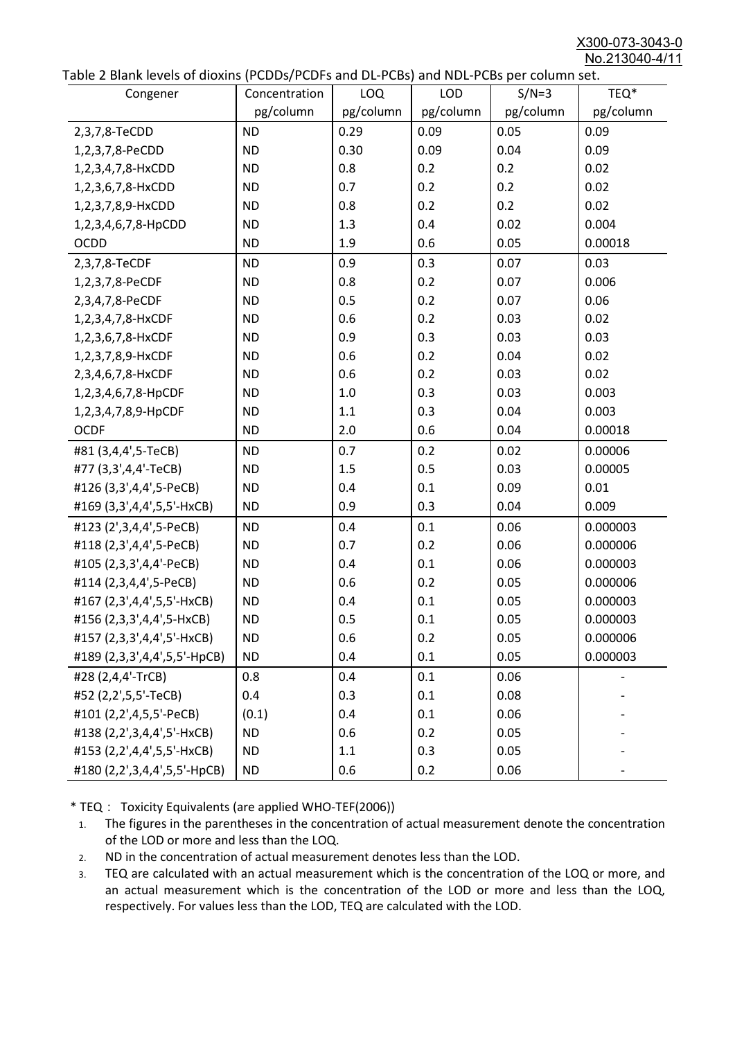Table 2 Blank levels of dioxins (PCDDs/PCDFs and DL-PCBs) and NDL-PCBs per column set.

| Congener | Concentration pg/column | LOQ pg/column | LOD pg/column | S/N=3 pg/column | TEQ* pg/column |
|---|---|---|---|---|---|
| 2,3,7,8-TeCDD | ND | 0.29 | 0.09 | 0.05 | 0.09 |
| 1,2,3,7,8-PeCDD | ND | 0.30 | 0.09 | 0.04 | 0.09 |
| 1,2,3,4,7,8-HxCDD | ND | 0.8 | 0.2 | 0.2 | 0.02 |
| 1,2,3,6,7,8-HxCDD | ND | 0.7 | 0.2 | 0.2 | 0.02 |
| 1,2,3,7,8,9-HxCDD | ND | 0.8 | 0.2 | 0.2 | 0.02 |
| 1,2,3,4,6,7,8-HpCDD | ND | 1.3 | 0.4 | 0.02 | 0.004 |
| OCDD | ND | 1.9 | 0.6 | 0.05 | 0.00018 |
| 2,3,7,8-TeCDF | ND | 0.9 | 0.3 | 0.07 | 0.03 |
| 1,2,3,7,8-PeCDF | ND | 0.8 | 0.2 | 0.07 | 0.006 |
| 2,3,4,7,8-PeCDF | ND | 0.5 | 0.2 | 0.07 | 0.06 |
| 1,2,3,4,7,8-HxCDF | ND | 0.6 | 0.2 | 0.03 | 0.02 |
| 1,2,3,6,7,8-HxCDF | ND | 0.9 | 0.3 | 0.03 | 0.03 |
| 1,2,3,7,8,9-HxCDF | ND | 0.6 | 0.2 | 0.04 | 0.02 |
| 2,3,4,6,7,8-HxCDF | ND | 0.6 | 0.2 | 0.03 | 0.02 |
| 1,2,3,4,6,7,8-HpCDF | ND | 1.0 | 0.3 | 0.03 | 0.003 |
| 1,2,3,4,7,8,9-HpCDF | ND | 1.1 | 0.3 | 0.04 | 0.003 |
| OCDF | ND | 2.0 | 0.6 | 0.04 | 0.00018 |
| #81 (3,4,4',5-TeCB) | ND | 0.7 | 0.2 | 0.02 | 0.00006 |
| #77 (3,3',4,4'-TeCB) | ND | 1.5 | 0.5 | 0.03 | 0.00005 |
| #126 (3,3',4,4',5-PeCB) | ND | 0.4 | 0.1 | 0.09 | 0.01 |
| #169 (3,3',4,4',5,5'-HxCB) | ND | 0.9 | 0.3 | 0.04 | 0.009 |
| #123 (2',3,4,4',5-PeCB) | ND | 0.4 | 0.1 | 0.06 | 0.000003 |
| #118 (2,3',4,4',5-PeCB) | ND | 0.7 | 0.2 | 0.06 | 0.000006 |
| #105 (2,3,3',4,4'-PeCB) | ND | 0.4 | 0.1 | 0.06 | 0.000003 |
| #114 (2,3,4,4',5-PeCB) | ND | 0.6 | 0.2 | 0.05 | 0.000006 |
| #167 (2,3',4,4',5,5'-HxCB) | ND | 0.4 | 0.1 | 0.05 | 0.000003 |
| #156 (2,3,3',4,4',5-HxCB) | ND | 0.5 | 0.1 | 0.05 | 0.000003 |
| #157 (2,3,3',4,4',5'-HxCB) | ND | 0.6 | 0.2 | 0.05 | 0.000006 |
| #189 (2,3,3',4,4',5,5'-HpCB) | ND | 0.4 | 0.1 | 0.05 | 0.000003 |
| #28 (2,4,4'-TrCB) | 0.8 | 0.4 | 0.1 | 0.06 | - |
| #52 (2,2',5,5'-TeCB) | 0.4 | 0.3 | 0.1 | 0.08 | - |
| #101 (2,2',4,5,5'-PeCB) | (0.1) | 0.4 | 0.1 | 0.06 | - |
| #138 (2,2',3,4,4',5'-HxCB) | ND | 0.6 | 0.2 | 0.05 | - |
| #153 (2,2',4,4',5,5'-HxCB) | ND | 1.1 | 0.3 | 0.05 | - |
| #180 (2,2',3,4,4',5,5'-HpCB) | ND | 0.6 | 0.2 | 0.06 | - |

* TEQ： Toxicity Equivalents (are applied WHO-TEF(2006))

1. The figures in the parentheses in the concentration of actual measurement denote the concentration of the LOD or more and less than the LOQ.
2. ND in the concentration of actual measurement denotes less than the LOD.
3. TEQ are calculated with an actual measurement which is the concentration of the LOQ or more, and an actual measurement which is the concentration of the LOD or more and less than the LOQ, respectively. For values less than the LOD, TEQ are calculated with the LOD.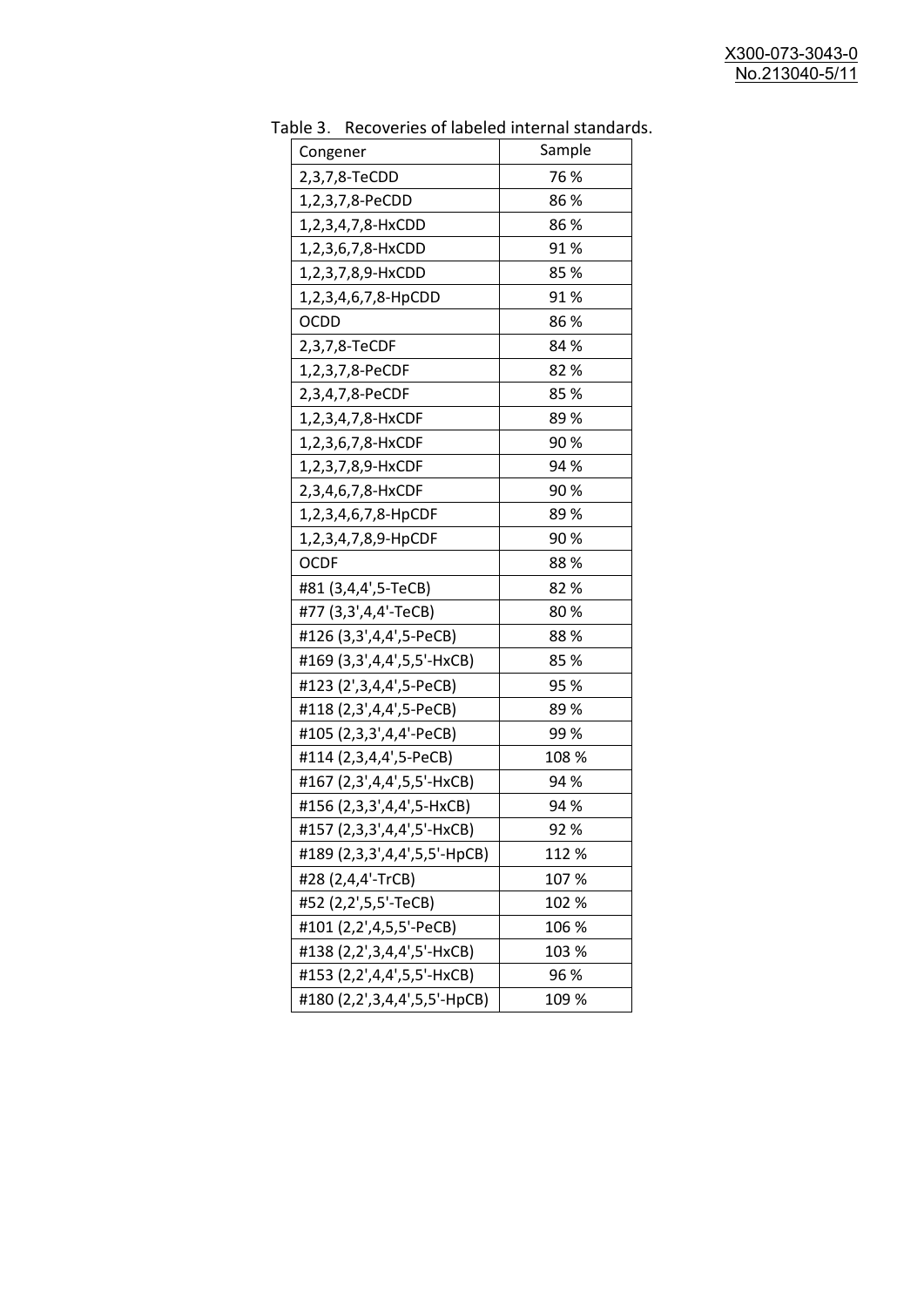Table 3. Recoveries of labeled internal standards.

| Congener | Sample |
|---|---|
| 2,3,7,8-TeCDD | 76 % |
| 1,2,3,7,8-PeCDD | 86 % |
| 1,2,3,4,7,8-HxCDD | 86 % |
| 1,2,3,6,7,8-HxCDD | 91 % |
| 1,2,3,7,8,9-HxCDD | 85 % |
| 1,2,3,4,6,7,8-HpCDD | 91 % |
| OCDD | 86 % |
| 2,3,7,8-TeCDF | 84 % |
| 1,2,3,7,8-PeCDF | 82 % |
| 2,3,4,7,8-PeCDF | 85 % |
| 1,2,3,4,7,8-HxCDF | 89 % |
| 1,2,3,6,7,8-HxCDF | 90 % |
| 1,2,3,7,8,9-HxCDF | 94 % |
| 2,3,4,6,7,8-HxCDF | 90 % |
| 1,2,3,4,6,7,8-HpCDF | 89 % |
| 1,2,3,4,7,8,9-HpCDF | 90 % |
| OCDF | 88 % |
| #81 (3,4,4',5-TeCB) | 82 % |
| #77 (3,3',4,4'-TeCB) | 80 % |
| #126 (3,3',4,4',5-PeCB) | 88 % |
| #169 (3,3',4,4',5,5'-HxCB) | 85 % |
| #123 (2',3,4,4',5-PeCB) | 95 % |
| #118 (2,3',4,4',5-PeCB) | 89 % |
| #105 (2,3,3',4,4'-PeCB) | 99 % |
| #114 (2,3,4,4',5-PeCB) | 108 % |
| #167 (2,3',4,4',5,5'-HxCB) | 94 % |
| #156 (2,3,3',4,4',5-HxCB) | 94 % |
| #157 (2,3,3',4,4',5'-HxCB) | 92 % |
| #189 (2,3,3',4,4',5,5'-HpCB) | 112 % |
| #28 (2,4,4'-TrCB) | 107 % |
| #52 (2,2',5,5'-TeCB) | 102 % |
| #101 (2,2',4,5,5'-PeCB) | 106 % |
| #138 (2,2',3,4,4',5'-HxCB) | 103 % |
| #153 (2,2',4,4',5,5'-HxCB) | 96 % |
| #180 (2,2',3,4,4',5,5'-HpCB) | 109 % |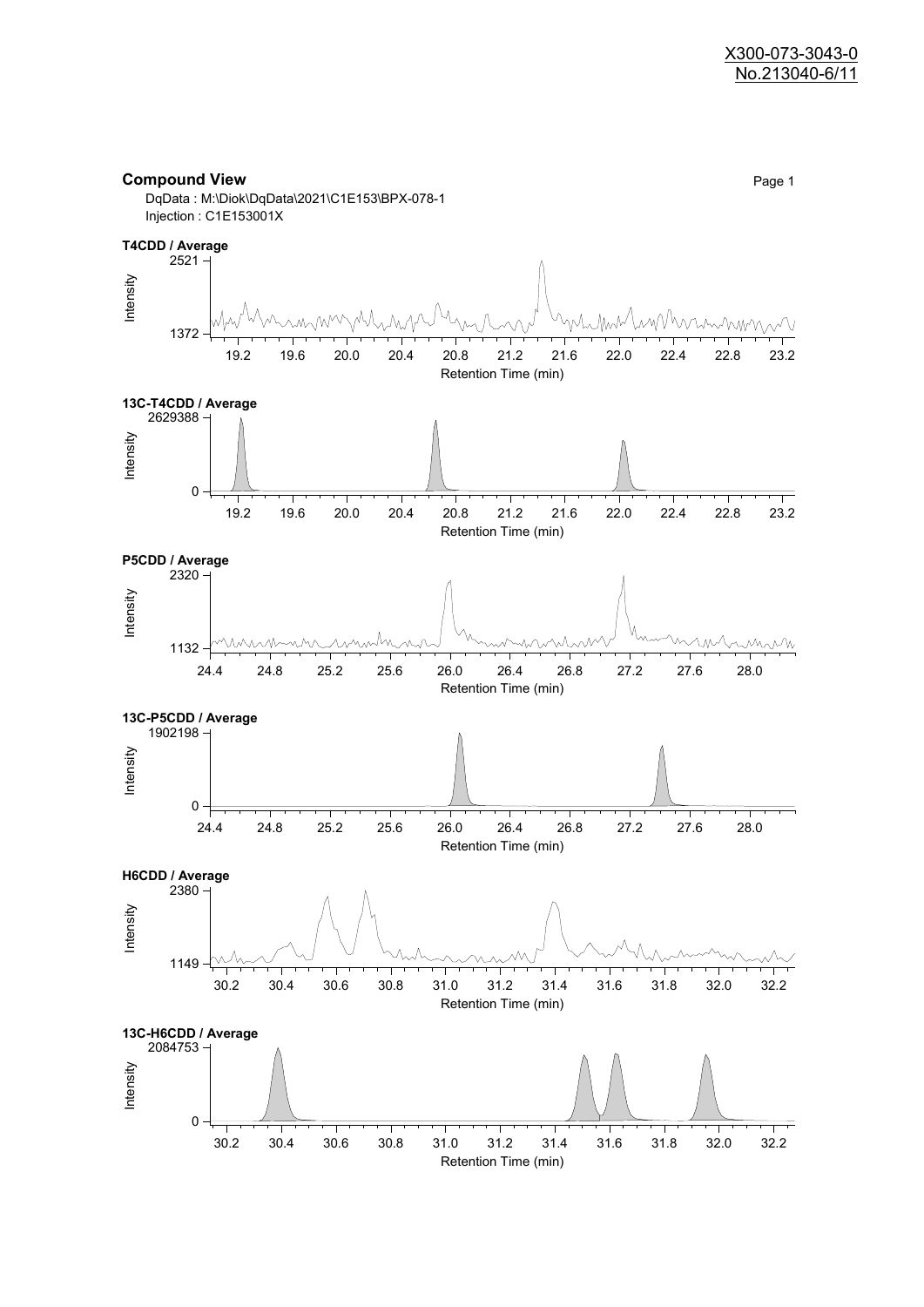X300-073-3043-0
No.213040-6/11

## Compound View

Page 1

DqData : M:\Diok\DqData\2021\C1E153\BPX-078-1
Injection : C1E153001X

**T4CDD / Average**

Intensity: 1372 – 2521

Retention Time (min): 19.2, 19.6, 20.0, 20.4, 20.8, 21.2, 21.6, 22.0, 22.4, 22.8, 23.2

**13C-T4CDD / Average**

Intensity: 0 – 2629388

Retention Time (min): 19.2, 19.6, 20.0, 20.4, 20.8, 21.2, 21.6, 22.0, 22.4, 22.8, 23.2

**P5CDD / Average**

Intensity: 1132 – 2320

Retention Time (min): 24.4, 24.8, 25.2, 25.6, 26.0, 26.4, 26.8, 27.2, 27.6, 28.0

**13C-P5CDD / Average**

Intensity: 0 – 1902198

Retention Time (min): 24.4, 24.8, 25.2, 25.6, 26.0, 26.4, 26.8, 27.2, 27.6, 28.0

**H6CDD / Average**

Intensity: 1149 – 2380

Retention Time (min): 30.2, 30.4, 30.6, 30.8, 31.0, 31.2, 31.4, 31.6, 31.8, 32.0, 32.2

**13C-H6CDD / Average**

Intensity: 0 – 2084753

Retention Time (min): 30.2, 30.4, 30.6, 30.8, 31.0, 31.2, 31.4, 31.6, 31.8, 32.0, 32.2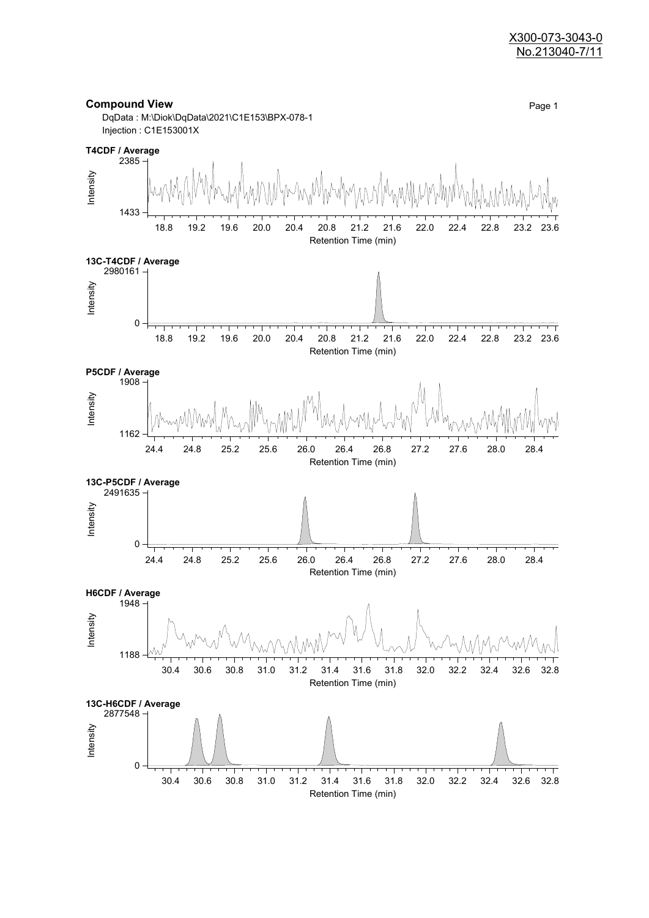X300-073-3043-0
No.213040-7/11

## Compound View

DqData : M:\Diok\DqData\2021\C1E153\BPX-078-1
Injection : C1E153001X

**T4CDF / Average**

Intensity: 1433 – 2385
Retention Time (min): 18.8, 19.2, 19.6, 20.0, 20.4, 20.8, 21.2, 21.6, 22.0, 22.4, 22.8, 23.2, 23.6

**13C-T4CDF / Average**

Intensity: 0 – 2980161
Retention Time (min): 18.8, 19.2, 19.6, 20.0, 20.4, 20.8, 21.2, 21.6, 22.0, 22.4, 22.8, 23.2, 23.6

**P5CDF / Average**

Intensity: 1162 – 1908
Retention Time (min): 24.4, 24.8, 25.2, 25.6, 26.0, 26.4, 26.8, 27.2, 27.6, 28.0, 28.4

**13C-P5CDF / Average**

Intensity: 0 – 2491635
Retention Time (min): 24.4, 24.8, 25.2, 25.6, 26.0, 26.4, 26.8, 27.2, 27.6, 28.0, 28.4

**H6CDF / Average**

Intensity: 1188 – 1948
Retention Time (min): 30.4, 30.6, 30.8, 31.0, 31.2, 31.4, 31.6, 31.8, 32.0, 32.2, 32.4, 32.6, 32.8

**13C-H6CDF / Average**

Intensity: 0 – 2877548
Retention Time (min): 30.4, 30.6, 30.8, 31.0, 31.2, 31.4, 31.6, 31.8, 32.0, 32.2, 32.4, 32.6, 32.8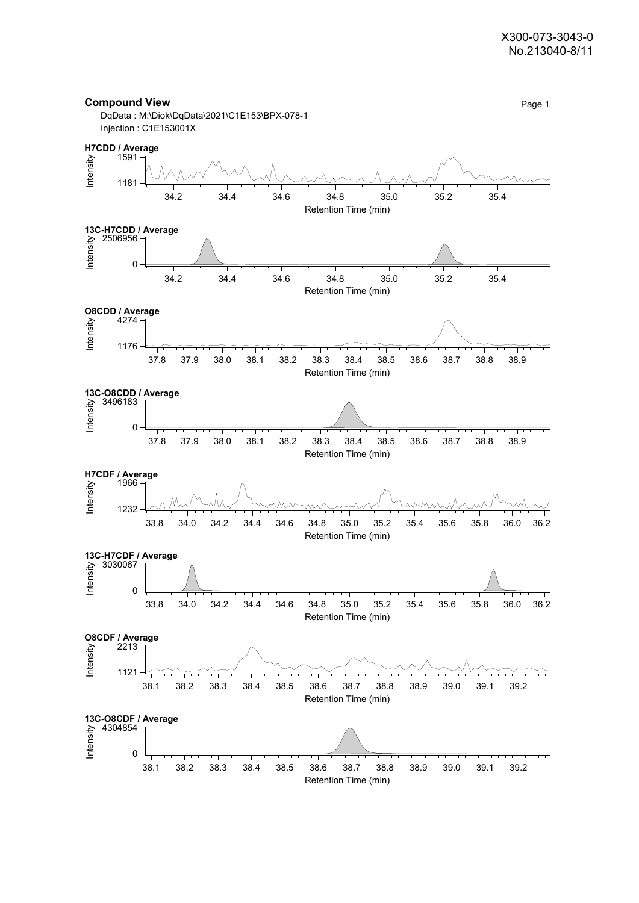X300-073-3043-0
No.213040-8/11

## Compound View

Page 1

DqData : M:\Diok\DqData\2021\C1E153\BPX-078-1
Injection : C1E153001X

**H7CDD / Average**

Intensity: 1591, 1181
Retention Time (min): 34.2, 34.4, 34.6, 34.8, 35.0, 35.2, 35.4

**13C-H7CDD / Average**

Intensity: 2506956, 0
Retention Time (min): 34.2, 34.4, 34.6, 34.8, 35.0, 35.2, 35.4

**O8CDD / Average**

Intensity: 4274, 1176
Retention Time (min): 37.8, 37.9, 38.0, 38.1, 38.2, 38.3, 38.4, 38.5, 38.6, 38.7, 38.8, 38.9

**13C-O8CDD / Average**

Intensity: 3496183, 0
Retention Time (min): 37.8, 37.9, 38.0, 38.1, 38.2, 38.3, 38.4, 38.5, 38.6, 38.7, 38.8, 38.9

**H7CDF / Average**

Intensity: 1966, 1232
Retention Time (min): 33.8, 34.0, 34.2, 34.4, 34.6, 34.8, 35.0, 35.2, 35.4, 35.6, 35.8, 36.0, 36.2

**13C-H7CDF / Average**

Intensity: 3030067, 0
Retention Time (min): 33.8, 34.0, 34.2, 34.4, 34.6, 34.8, 35.0, 35.2, 35.4, 35.6, 35.8, 36.0, 36.2

**O8CDF / Average**

Intensity: 2213, 1121
Retention Time (min): 38.1, 38.2, 38.3, 38.4, 38.5, 38.6, 38.7, 38.8, 38.9, 39.0, 39.1, 39.2

**13C-O8CDF / Average**

Intensity: 4304854, 0
Retention Time (min): 38.1, 38.2, 38.3, 38.4, 38.5, 38.6, 38.7, 38.8, 38.9, 39.0, 39.1, 39.2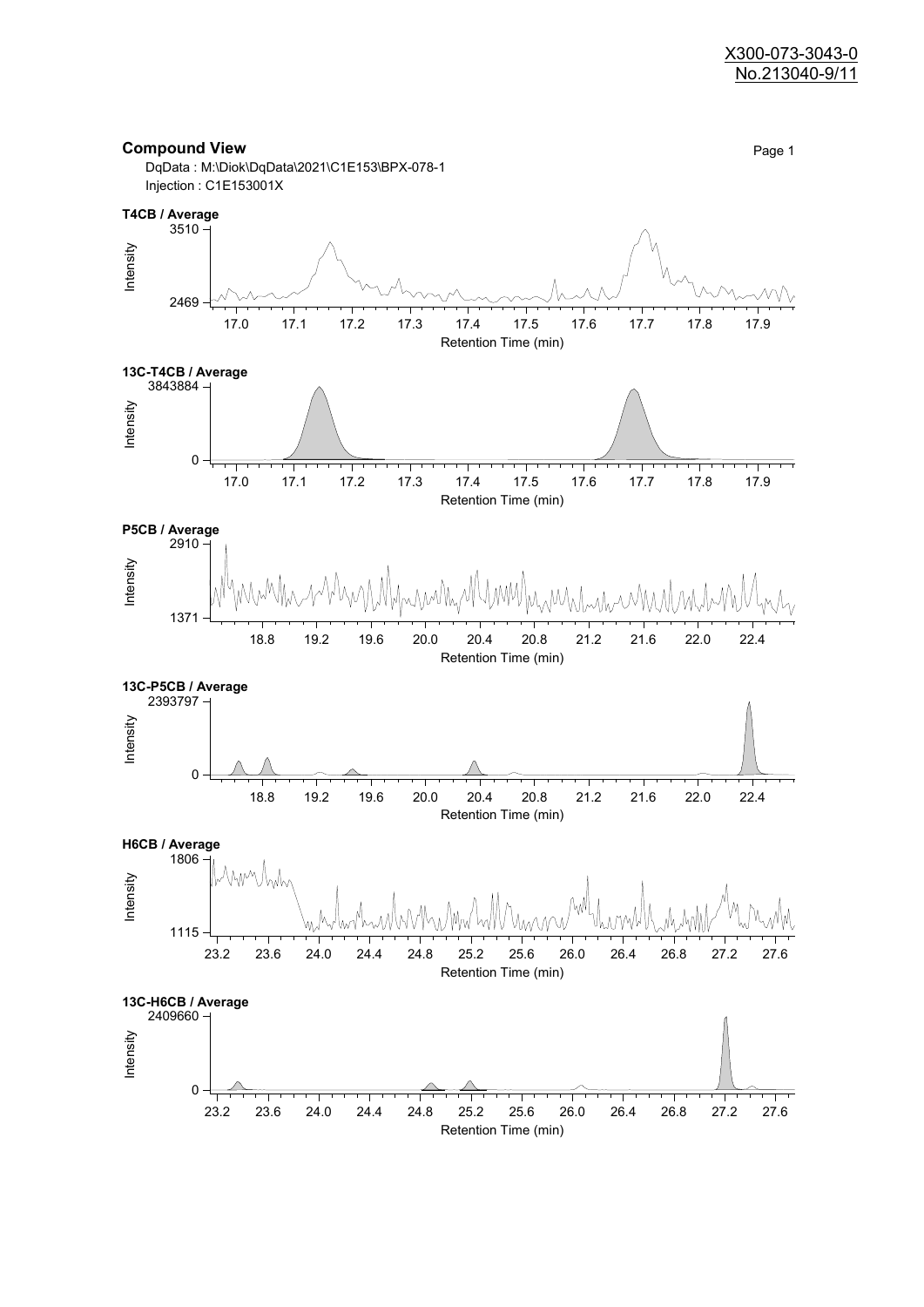X300-073-3043-0
No.213040-9/11

## Compound View

DqData : M:\Diok\DqData\2021\C1E153\BPX-078-1
Injection : C1E153001X

**T4CB / Average**

Intensity: 2469 – 3510
Retention Time (min): 17.0, 17.1, 17.2, 17.3, 17.4, 17.5, 17.6, 17.7, 17.8, 17.9

**13C-T4CB / Average**

Intensity: 0 – 3843884
Retention Time (min): 17.0, 17.1, 17.2, 17.3, 17.4, 17.5, 17.6, 17.7, 17.8, 17.9

**P5CB / Average**

Intensity: 1371 – 2910
Retention Time (min): 18.8, 19.2, 19.6, 20.0, 20.4, 20.8, 21.2, 21.6, 22.0, 22.4

**13C-P5CB / Average**

Intensity: 0 – 2393797
Retention Time (min): 18.8, 19.2, 19.6, 20.0, 20.4, 20.8, 21.2, 21.6, 22.0, 22.4

**H6CB / Average**

Intensity: 1115 – 1806
Retention Time (min): 23.2, 23.6, 24.0, 24.4, 24.8, 25.2, 25.6, 26.0, 26.4, 26.8, 27.2, 27.6

**13C-H6CB / Average**

Intensity: 0 – 2409660
Retention Time (min): 23.2, 23.6, 24.0, 24.4, 24.8, 25.2, 25.6, 26.0, 26.4, 26.8, 27.2, 27.6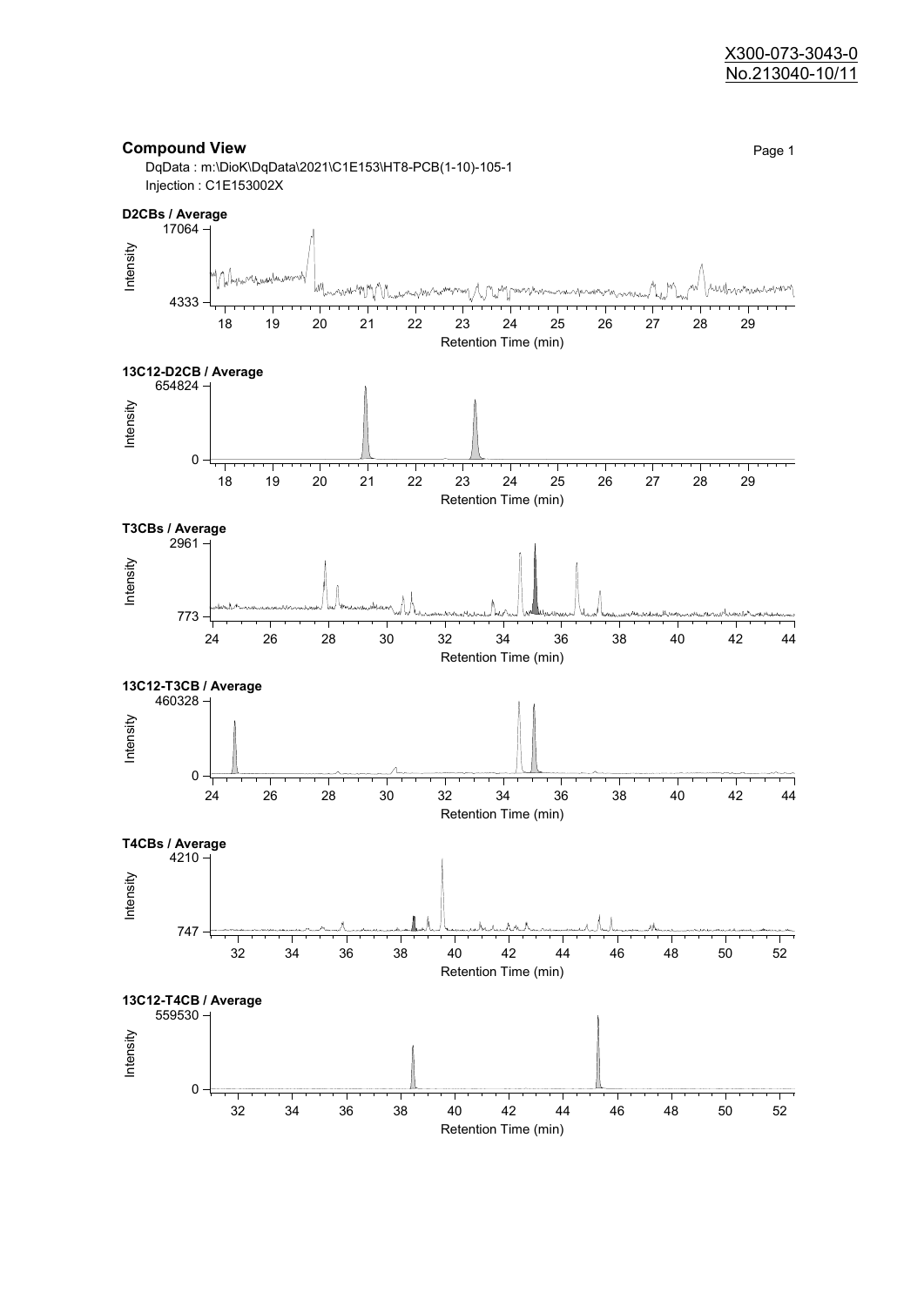X300-073-3043-0
No.213040-10/11

## Compound View

DqData : m:\DioK\DqData\2021\C1E153\HT8-PCB(1-10)-105-1
Injection : C1E153002X

**D2CBs / Average**

Intensity: 4333 – 17064
Retention Time (min): 18 – 29

**13C12-D2CB / Average**

Intensity: 0 – 654824
Retention Time (min): 18 – 29

**T3CBs / Average**

Intensity: 773 – 2961
Retention Time (min): 24 – 44

**13C12-T3CB / Average**

Intensity: 0 – 460328
Retention Time (min): 24 – 44

**T4CBs / Average**

Intensity: 747 – 4210
Retention Time (min): 32 – 52

**13C12-T4CB / Average**

Intensity: 0 – 559530
Retention Time (min): 32 – 52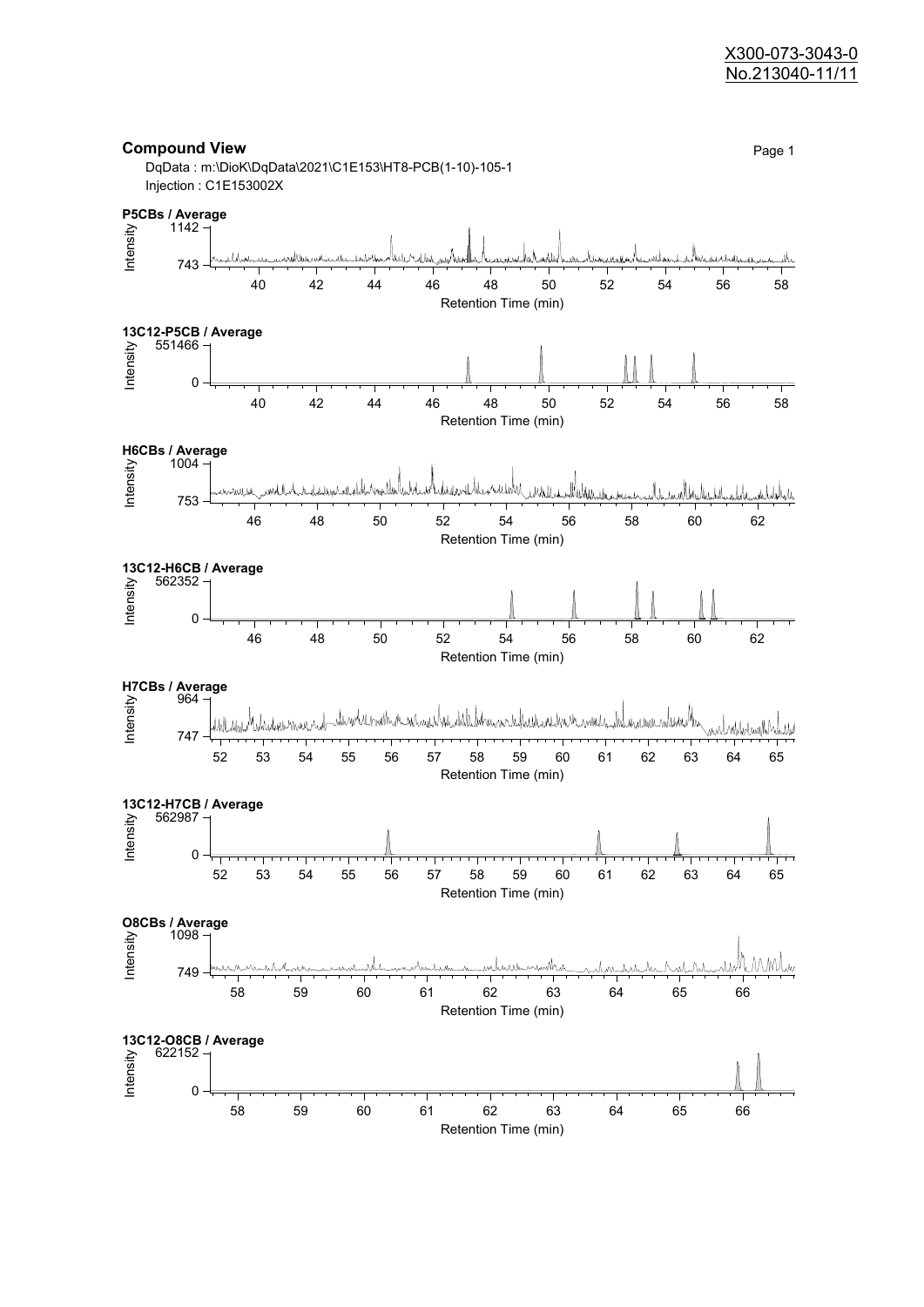X300-073-3043-0
No.213040-11/11

## Compound View

DqData : m:\DioK\DqData\2021\C1E153\HT8-PCB(1-10)-105-1
Injection : C1E153002X

**P5CBs / Average**

Intensity
1142
743
40 42 44 46 48 50 52 54 56 58
Retention Time (min)

**13C12-P5CB / Average**

Intensity
551466
0
40 42 44 46 48 50 52 54 56 58
Retention Time (min)

**H6CBs / Average**

Intensity
1004
753
46 48 50 52 54 56 58 60 62
Retention Time (min)

**13C12-H6CB / Average**

Intensity
562352
0
46 48 50 52 54 56 58 60 62
Retention Time (min)

**H7CBs / Average**

Intensity
964
747
52 53 54 55 56 57 58 59 60 61 62 63 64 65
Retention Time (min)

**13C12-H7CB / Average**

Intensity
562987
0
52 53 54 55 56 57 58 59 60 61 62 63 64 65
Retention Time (min)

**O8CBs / Average**

Intensity
1098
749
58 59 60 61 62 63 64 65 66
Retention Time (min)

**13C12-O8CB / Average**

Intensity
622152
0
58 59 60 61 62 63 64 65 66
Retention Time (min)